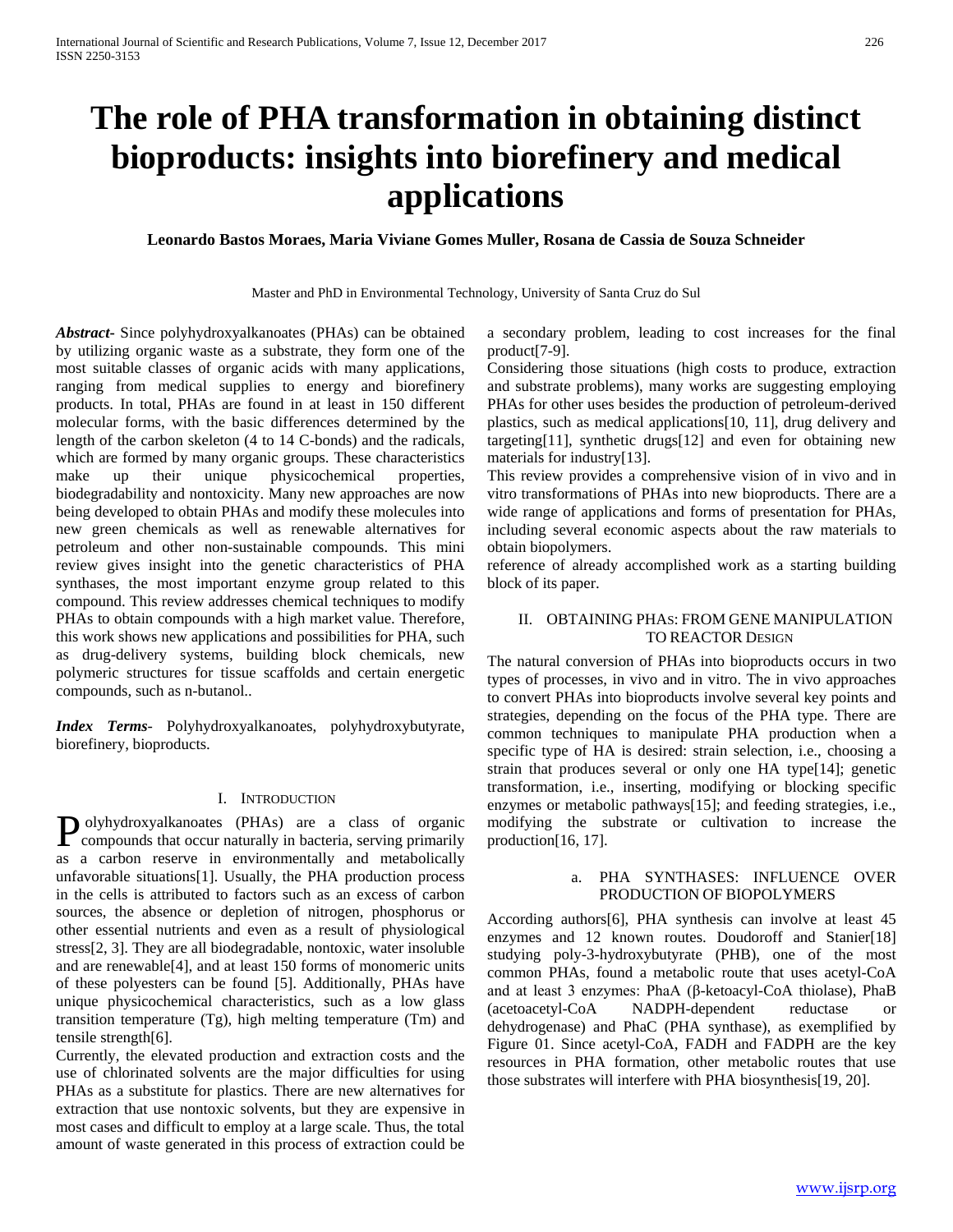# The role of PHA transformation in obtaining distinct bioproducts: insights into biorefinery and medical applications

**Leonardo Bastos Moraes, Maria Viviane Gomes Muller, Rosana de Cassia de Souza Schneider**

Master and PhD in Environmental Technology, University of Santa Cruz do Sul

***Abstract***- Since polyhydroxyalkanoates (PHAs) can be obtained by utilizing organic waste as a substrate, they form one of the most suitable classes of organic acids with many applications, ranging from medical supplies to energy and biorefinery products. In total, PHAs are found in at least 150 different molecular forms, with the basic differences determined by the length of the carbon skeleton (4 to 14 C-bonds) and the radicals, which are formed by many organic groups. These characteristics make up their unique physicochemical properties, biodegradability and nontoxicity. Many new approaches are now being developed to obtain PHAs and modify these molecules into new green chemicals as well as renewable alternatives for petroleum and other non-sustainable compounds. This mini review gives insight into the genetic characteristics of PHA synthases, the most important enzyme group related to this compound. This review addresses chemical techniques to modify PHAs to obtain compounds with a high market value. Therefore, this work shows new applications and possibilities for PHA, such as drug-delivery systems, building block chemicals, new polymeric structures for tissue scaffolds and certain energetic compounds, such as n-butanol..

***Index Terms***- Polyhydroxyalkanoates, polyhydroxybutyrate, biorefinery, bioproducts.

## I. Introduction

Polyhydroxyalkanoates (PHAs) are a class of organic compounds that occur naturally in bacteria, serving primarily as a carbon reserve in environmentally and metabolically unfavorable situations[1]. Usually, the PHA production process in the cells is attributed to factors such as an excess of carbon sources, the absence or depletion of nitrogen, phosphorus or other essential nutrients and even as a result of physiological stress[2, 3]. They are all biodegradable, nontoxic, water insoluble and are renewable[4], and at least 150 forms of monomeric units of these polyesters can be found [5]. Additionally, PHAs have unique physicochemical characteristics, such as a low glass transition temperature (Tg), high melting temperature (Tm) and tensile strength[6].

Currently, the elevated production and extraction costs and the use of chlorinated solvents are the major difficulties for using PHAs as a substitute for plastics. There are new alternatives for extraction that use nontoxic solvents, but they are expensive in most cases and difficult to employ at a large scale. Thus, the total amount of waste generated in this process of extraction could be a secondary problem, leading to cost increases for the final product[7-9].

Considering those situations (high costs to produce, extraction and substrate problems), many works are suggesting employing PHAs for other uses besides the production of petroleum-derived plastics, such as medical applications[10, 11], drug delivery and targeting[11], synthetic drugs[12] and even for obtaining new materials for industry[13].

This review provides a comprehensive vision of in vivo and in vitro transformations of PHAs into new bioproducts. There are a wide range of applications and forms of presentation for PHAs, including several economic aspects about the raw materials to obtain biopolymers.

reference of already accomplished work as a starting building block of its paper.

## II. Obtaining PHAs: From Gene Manipulation to Reactor Design

The natural conversion of PHAs into bioproducts occurs in two types of processes, in vivo and in vitro. The in vivo approaches to convert PHAs into bioproducts involve several key points and strategies, depending on the focus of the PHA type. There are common techniques to manipulate PHA production when a specific type of HA is desired: strain selection, i.e., choosing a strain that produces several or only one HA type[14]; genetic transformation, i.e., inserting, modifying or blocking specific enzymes or metabolic pathways[15]; and feeding strategies, i.e., modifying the substrate or cultivation to increase the production[16, 17].

### a. PHA Synthases: Influence over Production of Biopolymers

According authors[6], PHA synthesis can involve at least 45 enzymes and 12 known routes. Doudoroff and Stanier[18] studying poly-3-hydroxybutyrate (PHB), one of the most common PHAs, found a metabolic route that uses acetyl-CoA and at least 3 enzymes: PhaA (β-ketoacyl-CoA thiolase), PhaB (acetoacetyl-CoA NADPH-dependent reductase or dehydrogenase) and PhaC (PHA synthase), as exemplified by Figure 01. Since acetyl-CoA, FADH and FADPH are the key resources in PHA formation, other metabolic routes that use those substrates will interfere with PHA biosynthesis[19, 20].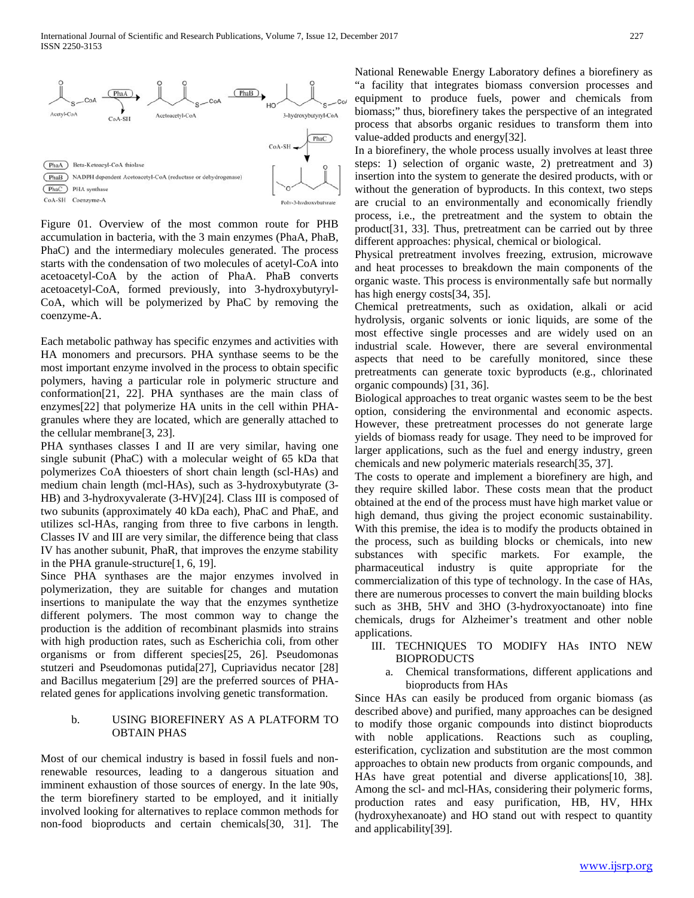Figure 01. Overview of the most common route for PHB accumulation in bacteria, with the 3 main enzymes (PhaA, PhaB, PhaC) and the intermediary molecules generated. The process starts with the condensation of two molecules of acetyl-CoA into acetoacetyl-CoA by the action of PhaA. PhaB converts acetoacetyl-CoA, formed previously, into 3-hydroxybutyryl-CoA, which will be polymerized by PhaC by removing the coenzyme-A.

Each metabolic pathway has specific enzymes and activities with HA monomers and precursors. PHA synthase seems to be the most important enzyme involved in the process to obtain specific polymers, having a particular role in polymeric structure and conformation[21, 22]. PHA synthases are the main class of enzymes[22] that polymerize HA units in the cell within PHA-granules where they are located, which are generally attached to the cellular membrane[3, 23].

PHA synthases classes I and II are very similar, having one single subunit (PhaC) with a molecular weight of 65 kDa that polymerizes CoA thioesters of short chain length (scl-HAs) and medium chain length (mcl-HAs), such as 3-hydroxybutyrate (3-HB) and 3-hydroxyvalerate (3-HV)[24]. Class III is composed of two subunits (approximately 40 kDa each), PhaC and PhaE, and utilizes scl-HAs, ranging from three to five carbons in length. Classes IV and III are very similar, the difference being that class IV has another subunit, PhaR, that improves the enzyme stability in the PHA granule-structure[1, 6, 19].

Since PHA synthases are the major enzymes involved in polymerization, they are suitable for changes and mutation insertions to manipulate the way that the enzymes synthetize different polymers. The most common way to change the production is the addition of recombinant plasmids into strains with high production rates, such as Escherichia coli, from other organisms or from different species[25, 26]. Pseudomonas stutzeri and Pseudomonas putida[27], Cupriavidus necator [28] and Bacillus megaterium [29] are the preferred sources of PHA-related genes for applications involving genetic transformation.

### b. USING BIOREFINERY AS A PLATFORM TO OBTAIN PHAS

Most of our chemical industry is based in fossil fuels and non-renewable resources, leading to a dangerous situation and imminent exhaustion of those sources of energy. In the late 90s, the term biorefinery started to be employed, and it initially involved looking for alternatives to replace common methods for non-food bioproducts and certain chemicals[30, 31]. The National Renewable Energy Laboratory defines a biorefinery as "a facility that integrates biomass conversion processes and equipment to produce fuels, power and chemicals from biomass;" thus, biorefinery takes the perspective of an integrated process that absorbs organic residues to transform them into value-added products and energy[32].

In a biorefinery, the whole process usually involves at least three steps: 1) selection of organic waste, 2) pretreatment and 3) insertion into the system to generate the desired products, with or without the generation of byproducts. In this context, two steps are crucial to an environmentally and economically friendly process, i.e., the pretreatment and the system to obtain the product[31, 33]. Thus, pretreatment can be carried out by three different approaches: physical, chemical or biological.

Physical pretreatment involves freezing, extrusion, microwave and heat processes to breakdown the main components of the organic waste. This process is environmentally safe but normally has high energy costs[34, 35].

Chemical pretreatments, such as oxidation, alkali or acid hydrolysis, organic solvents or ionic liquids, are some of the most effective single processes and are widely used on an industrial scale. However, there are several environmental aspects that need to be carefully monitored, since these pretreatments can generate toxic byproducts (e.g., chlorinated organic compounds) [31, 36].

Biological approaches to treat organic wastes seem to be the best option, considering the environmental and economic aspects. However, these pretreatment processes do not generate large yields of biomass ready for usage. They need to be improved for larger applications, such as the fuel and energy industry, green chemicals and new polymeric materials research[35, 37].

The costs to operate and implement a biorefinery are high, and they require skilled labor. These costs mean that the product obtained at the end of the process must have high market value or high demand, thus giving the project economic sustainability. With this premise, the idea is to modify the products obtained in the process, such as building blocks or chemicals, into new substances with specific markets. For example, the pharmaceutical industry is quite appropriate for the commercialization of this type of technology. In the case of HAs, there are numerous processes to convert the main building blocks such as 3HB, 5HV and 3HO (3-hydroxyoctanoate) into fine chemicals, drugs for Alzheimer's treatment and other noble applications.

## III. TECHNIQUES TO MODIFY HAs INTO NEW BIOPRODUCTS

### a. Chemical transformations, different applications and bioproducts from HAs

Since HAs can easily be produced from organic biomass (as described above) and purified, many approaches can be designed to modify those organic compounds into distinct bioproducts with noble applications. Reactions such as coupling, esterification, cyclization and substitution are the most common approaches to obtain new products from organic compounds, and HAs have great potential and diverse applications[10, 38]. Among the scl- and mcl-HAs, considering their polymeric forms, production rates and easy purification, HB, HV, HHx (hydroxyhexanoate) and HO stand out with respect to quantity and applicability[39].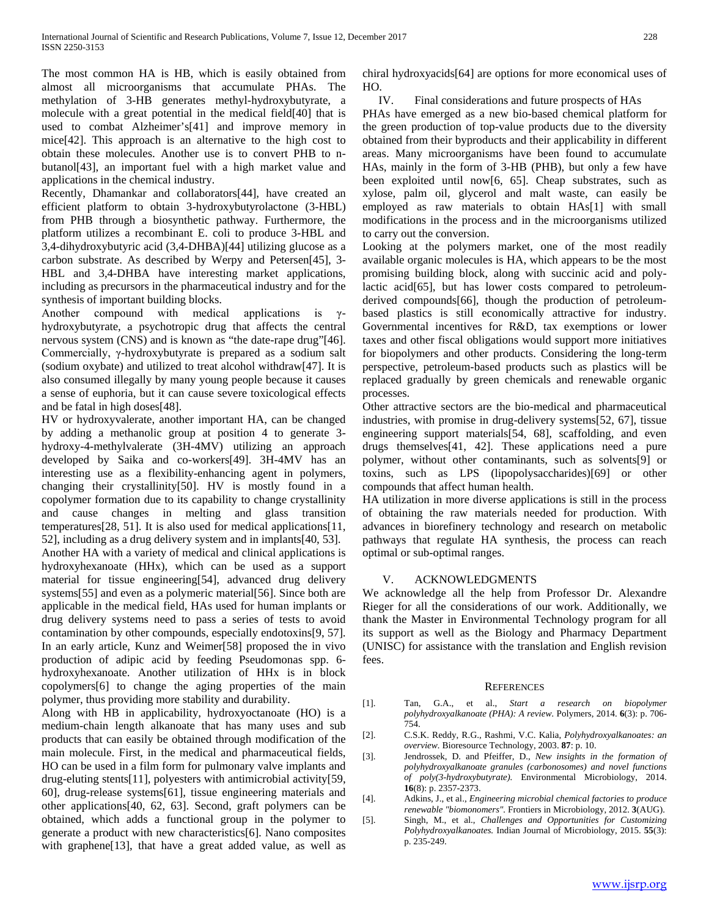The most common HA is HB, which is easily obtained from almost all microorganisms that accumulate PHAs. The methylation of 3-HB generates methyl-hydroxybutyrate, a molecule with a great potential in the medical field[40] that is used to combat Alzheimer's[41] and improve memory in mice[42]. This approach is an alternative to the high cost to obtain these molecules. Another use is to convert PHB to n-butanol[43], an important fuel with a high market value and applications in the chemical industry.

Recently, Dhamankar and collaborators[44], have created an efficient platform to obtain 3-hydroxybutyrolactone (3-HBL) from PHB through a biosynthetic pathway. Furthermore, the platform utilizes a recombinant E. coli to produce 3-HBL and 3,4-dihydroxybutyric acid (3,4-DHBA)[44] utilizing glucose as a carbon substrate. As described by Werpy and Petersen[45], 3-HBL and 3,4-DHBA have interesting market applications, including as precursors in the pharmaceutical industry and for the synthesis of important building blocks.

Another compound with medical applications is γ-hydroxybutyrate, a psychotropic drug that affects the central nervous system (CNS) and is known as "the date-rape drug"[46]. Commercially, γ-hydroxybutyrate is prepared as a sodium salt (sodium oxybate) and utilized to treat alcohol withdraw[47]. It is also consumed illegally by many young people because it causes a sense of euphoria, but it can cause severe toxicological effects and be fatal in high doses[48].

HV or hydroxyvalerate, another important HA, can be changed by adding a methanolic group at position 4 to generate 3-hydroxy-4-methylvalerate (3H-4MV) utilizing an approach developed by Saika and co-workers[49]. 3H-4MV has an interesting use as a flexibility-enhancing agent in polymers, changing their crystallinity[50]. HV is mostly found in a copolymer formation due to its capability to change crystallinity and cause changes in melting and glass transition temperatures[28, 51]. It is also used for medical applications[11, 52], including as a drug delivery system and in implants[40, 53].

Another HA with a variety of medical and clinical applications is hydroxyhexanoate (HHx), which can be used as a support material for tissue engineering[54], advanced drug delivery systems[55] and even as a polymeric material[56]. Since both are applicable in the medical field, HAs used for human implants or drug delivery systems need to pass a series of tests to avoid contamination by other compounds, especially endotoxins[9, 57]. In an early article, Kunz and Weimer[58] proposed the in vivo production of adipic acid by feeding Pseudomonas spp. 6-hydroxyhexanoate. Another utilization of HHx is in block copolymers[6] to change the aging properties of the main polymer, thus providing more stability and durability.

Along with HB in applicability, hydroxyoctanoate (HO) is a medium-chain length alkanoate that has many uses and sub products that can easily be obtained through modification of the main molecule. First, in the medical and pharmaceutical fields, HO can be used in a film form for pulmonary valve implants and drug-eluting stents[11], polyesters with antimicrobial activity[59, 60], drug-release systems[61], tissue engineering materials and other applications[40, 62, 63]. Second, graft polymers can be obtained, which adds a functional group in the polymer to generate a product with new characteristics[6]. Nano composites with graphene[13], that have a great added value, as well as chiral hydroxyacids[64] are options for more economical uses of HO.

## IV. Final considerations and future prospects of HAs

PHAs have emerged as a new bio-based chemical platform for the green production of top-value products due to the diversity obtained from their byproducts and their applicability in different areas. Many microorganisms have been found to accumulate HAs, mainly in the form of 3-HB (PHB), but only a few have been exploited until now[6, 65]. Cheap substrates, such as xylose, palm oil, glycerol and malt waste, can easily be employed as raw materials to obtain HAs[1] with small modifications in the process and in the microorganisms utilized to carry out the conversion.

Looking at the polymers market, one of the most readily available organic molecules is HA, which appears to be the most promising building block, along with succinic acid and poly-lactic acid[65], but has lower costs compared to petroleum-derived compounds[66], though the production of petroleum-based plastics is still economically attractive for industry. Governmental incentives for R&D, tax exemptions or lower taxes and other fiscal obligations would support more initiatives for biopolymers and other products. Considering the long-term perspective, petroleum-based products such as plastics will be replaced gradually by green chemicals and renewable organic processes.

Other attractive sectors are the bio-medical and pharmaceutical industries, with promise in drug-delivery systems[52, 67], tissue engineering support materials[54, 68], scaffolding, and even drugs themselves[41, 42]. These applications need a pure polymer, without other contaminants, such as solvents[9] or toxins, such as LPS (lipopolysaccharides)[69] or other compounds that affect human health.

HA utilization in more diverse applications is still in the process of obtaining the raw materials needed for production. With advances in biorefinery technology and research on metabolic pathways that regulate HA synthesis, the process can reach optimal or sub-optimal ranges.

## V. Acknowledgments

We acknowledge all the help from Professor Dr. Alexandre Rieger for all the considerations of our work. Additionally, we thank the Master in Environmental Technology program for all its support as well as the Biology and Pharmacy Department (UNISC) for assistance with the translation and English revision fees.

## References

[1]. Tan, G.A., et al., *Start a research on biopolymer polyhydroxyalkanoate (PHA): A review*. Polymers, 2014. **6**(3): p. 706-754.

[2]. C.S.K. Reddy, R.G., Rashmi, V.C. Kalia, *Polyhydroxyalkanoates: an overview*. Bioresource Technology, 2003. **87**: p. 10.

[3]. Jendrossek, D. and Pfeiffer, D., *New insights in the formation of polyhydroxyalkanoate granules (carbonosomes) and novel functions of poly(3-hydroxybutyrate).* Environmental Microbiology, 2014. **16**(8): p. 2357-2373.

[4]. Adkins, J., et al., *Engineering microbial chemical factories to produce renewable "biomonomers".* Frontiers in Microbiology, 2012. **3**(AUG).

[5]. Singh, M., et al., *Challenges and Opportunities for Customizing Polyhydroxyalkanoates.* Indian Journal of Microbiology, 2015. **55**(3): p. 235-249.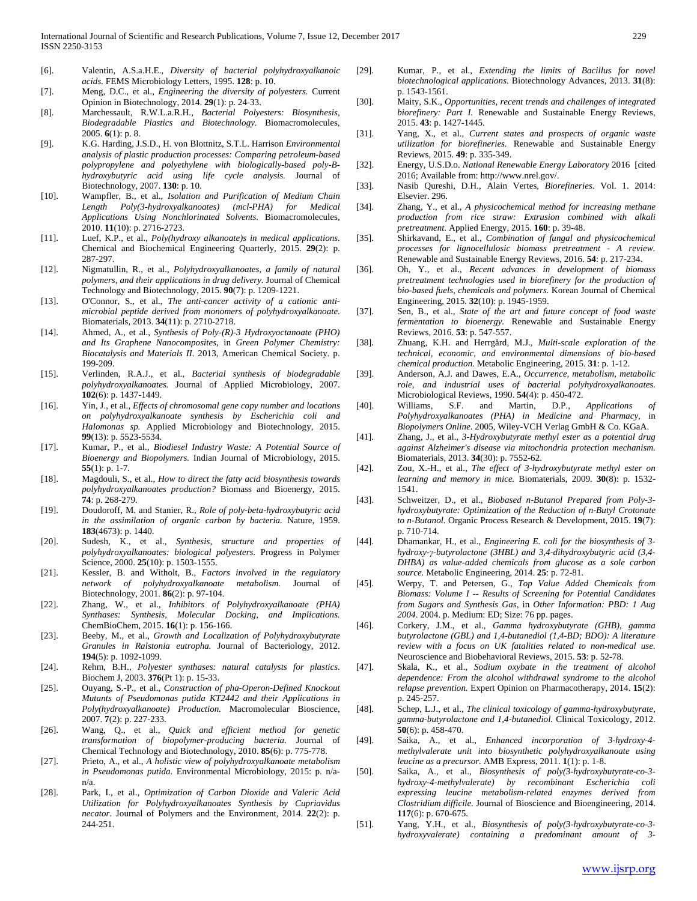[6]. Valentin, A.S.a.H.E., *Diversity of bacterial polyhydroxyalkanoic acids.* FEMS Microbiology Letters, 1995. **128**: p. 10.

[7]. Meng, D.C., et al., *Engineering the diversity of polyesters.* Current Opinion in Biotechnology, 2014. **29**(1): p. 24-33.

[8]. Marchessault, R.W.L.a.R.H., *Bacterial Polyesters: Biosynthesis, Biodegradable Plastics and Biotechnology.* Biomacromolecules, 2005. **6**(1): p. 8.

[9]. K.G. Harding, J.S.D., H. von Blottnitz, S.T.L. Harrison *Environmental analysis of plastic production processes: Comparing petroleum-based polypropylene and polyethylene with biologically-based poly-B-hydroxybutyric acid using life cycle analysis.* Journal of Biotechnology, 2007. **130**: p. 10.

[10]. Wampfler, B., et al., *Isolation and Purification of Medium Chain Length Poly(3-hydroxyalkanoates) (mcl-PHA) for Medical Applications Using Nonchlorinated Solvents.* Biomacromolecules, 2010. **11**(10): p. 2716-2723.

[11]. Luef, K.P., et al., *Poly(hydroxy alkanoate)s in medical applications.* Chemical and Biochemical Engineering Quarterly, 2015. **29**(2): p. 287-297.

[12]. Nigmatullin, R., et al., *Polyhydroxyalkanoates, a family of natural polymers, and their applications in drug delivery.* Journal of Chemical Technology and Biotechnology, 2015. **90**(7): p. 1209-1221.

[13]. O'Connor, S., et al., *The anti-cancer activity of a cationic anti-microbial peptide derived from monomers of polyhydroxyalkanoate.* Biomaterials, 2013. **34**(11): p. 2710-2718.

[14]. Ahmed, A., et al., *Synthesis of Poly-(R)-3 Hydroxyoctanoate (PHO) and Its Graphene Nanocomposites*, in *Green Polymer Chemistry: Biocatalysis and Materials II*. 2013, American Chemical Society. p. 199-209.

[15]. Verlinden, R.A.J., et al., *Bacterial synthesis of biodegradable polyhydroxyalkanoates.* Journal of Applied Microbiology, 2007. **102**(6): p. 1437-1449.

[16]. Yin, J., et al., *Effects of chromosomal gene copy number and locations on polyhydroxyalkanoate synthesis by Escherichia coli and Halomonas sp.* Applied Microbiology and Biotechnology, 2015. **99**(13): p. 5523-5534.

[17]. Kumar, P., et al., *Biodiesel Industry Waste: A Potential Source of Bioenergy and Biopolymers.* Indian Journal of Microbiology, 2015. **55**(1): p. 1-7.

[18]. Magdouli, S., et al., *How to direct the fatty acid biosynthesis towards polyhydroxyalkanoates production?* Biomass and Bioenergy, 2015. **74**: p. 268-279.

[19]. Doudoroff, M. and Stanier, R., *Role of poly-beta-hydroxybutyric acid in the assimilation of organic carbon by bacteria.* Nature, 1959. **183**(4673): p. 1440.

[20]. Sudesh, K., et al., *Synthesis, structure and properties of polyhydroxyalkanoates: biological polyesters.* Progress in Polymer Science, 2000. **25**(10): p. 1503-1555.

[21]. Kessler, B. and Witholt, B., *Factors involved in the regulatory network of polyhydroxyalkanoate metabolism.* Journal of Biotechnology, 2001. **86**(2): p. 97-104.

[22]. Zhang, W., et al., *Inhibitors of Polyhydroxyalkanoate (PHA) Synthases: Synthesis, Molecular Docking, and Implications.* ChemBioChem, 2015. **16**(1): p. 156-166.

[23]. Beeby, M., et al., *Growth and Localization of Polyhydroxybutyrate Granules in Ralstonia eutropha.* Journal of Bacteriology, 2012. **194**(5): p. 1092-1099.

[24]. Rehm, B.H., *Polyester synthases: natural catalysts for plastics.* Biochem J, 2003. **376**(Pt 1): p. 15-33.

[25]. Ouyang, S.-P., et al., *Construction of pha-Operon-Defined Knockout Mutants of Pseudomonas putida KT2442 and their Applications in Poly(hydroxyalkanoate) Production.* Macromolecular Bioscience, 2007. **7**(2): p. 227-233.

[26]. Wang, Q., et al., *Quick and efficient method for genetic transformation of biopolymer-producing bacteria.* Journal of Chemical Technology and Biotechnology, 2010. **85**(6): p. 775-778.

[27]. Prieto, A., et al., *A holistic view of polyhydroxyalkanoate metabolism in Pseudomonas putida.* Environmental Microbiology, 2015: p. n/a-n/a.

[28]. Park, I., et al., *Optimization of Carbon Dioxide and Valeric Acid Utilization for Polyhydroxyalkanoates Synthesis by Cupriavidus necator.* Journal of Polymers and the Environment, 2014. **22**(2): p. 244-251.

[29]. Kumar, P., et al., *Extending the limits of Bacillus for novel biotechnological applications.* Biotechnology Advances, 2013. **31**(8): p. 1543-1561.

[30]. Maity, S.K., *Opportunities, recent trends and challenges of integrated biorefinery: Part I.* Renewable and Sustainable Energy Reviews, 2015. **43**: p. 1427-1445.

[31]. Yang, X., et al., *Current states and prospects of organic waste utilization for biorefineries.* Renewable and Sustainable Energy Reviews, 2015. **49**: p. 335-349.

[32]. Energy, U.S.D.o. *National Renewable Energy Laboratory* 2016 [cited 2016; Available from: http://www.nrel.gov/.

[33]. Nasib Qureshi, D.H., Alain Vertes, *Biorefineries*. Vol. 1. 2014: Elsevier. 296.

[34]. Zhang, Y., et al., *A physicochemical method for increasing methane production from rice straw: Extrusion combined with alkali pretreatment.* Applied Energy, 2015. **160**: p. 39-48.

[35]. Shirkavand, E., et al., *Combination of fungal and physicochemical processes for lignocellulosic biomass pretreatment - A review.* Renewable and Sustainable Energy Reviews, 2016. **54**: p. 217-234.

[36]. Oh, Y., et al., *Recent advances in development of biomass pretreatment technologies used in biorefinery for the production of bio-based fuels, chemicals and polymers.* Korean Journal of Chemical Engineering, 2015. **32**(10): p. 1945-1959.

[37]. Sen, B., et al., *State of the art and future concept of food waste fermentation to bioenergy.* Renewable and Sustainable Energy Reviews, 2016. **53**: p. 547-557.

[38]. Zhuang, K.H. and Herrgård, M.J., *Multi-scale exploration of the technical, economic, and environmental dimensions of bio-based chemical production.* Metabolic Engineering, 2015. **31**: p. 1-12.

[39]. Anderson, A.J. and Dawes, E.A., *Occurrence, metabolism, metabolic role, and industrial uses of bacterial polyhydroxyalkanoates.* Microbiological Reviews, 1990. **54**(4): p. 450-472.

[40]. Williams, S.F. and Martin, D.P., *Applications of Polyhydroxyalkanoates (PHA) in Medicine and Pharmacy*, in *Biopolymers Online*. 2005, Wiley-VCH Verlag GmbH & Co. KGaA.

[41]. Zhang, J., et al., *3-Hydroxybutyrate methyl ester as a potential drug against Alzheimer's disease via mitochondria protection mechanism.* Biomaterials, 2013. **34**(30): p. 7552-62.

[42]. Zou, X.-H., et al., *The effect of 3-hydroxybutyrate methyl ester on learning and memory in mice.* Biomaterials, 2009. **30**(8): p. 1532-1541.

[43]. Schweitzer, D., et al., *Biobased n-Butanol Prepared from Poly-3-hydroxybutyrate: Optimization of the Reduction of n-Butyl Crotonate to n-Butanol.* Organic Process Research & Development, 2015. **19**(7): p. 710-714.

[44]. Dhamankar, H., et al., *Engineering E. coli for the biosynthesis of 3-hydroxy-γ-butyrolactone (3HBL) and 3,4-dihydroxybutyric acid (3,4-DHBA) as value-added chemicals from glucose as a sole carbon source.* Metabolic Engineering, 2014. **25**: p. 72-81.

[45]. Werpy, T. and Petersen, G., *Top Value Added Chemicals from Biomass: Volume I -- Results of Screening for Potential Candidates from Sugars and Synthesis Gas*, in *Other Information: PBD: 1 Aug 2004*. 2004. p. Medium: ED; Size: 76 pp. pages.

[46]. Corkery, J.M., et al., *Gamma hydroxybutyrate (GHB), gamma butyrolactone (GBL) and 1,4-butanediol (1,4-BD; BDO): A literature review with a focus on UK fatalities related to non-medical use.* Neuroscience and Biobehavioral Reviews, 2015. **53**: p. 52-78.

[47]. Skala, K., et al., *Sodium oxybate in the treatment of alcohol dependence: From the alcohol withdrawal syndrome to the alcohol relapse prevention.* Expert Opinion on Pharmacotherapy, 2014. **15**(2): p. 245-257.

[48]. Schep, L.J., et al., *The clinical toxicology of gamma-hydroxybutyrate, gamma-butyrolactone and 1,4-butanediol.* Clinical Toxicology, 2012. **50**(6): p. 458-470.

[49]. Saika, A., et al., *Enhanced incorporation of 3-hydroxy-4-methylvalerate unit into biosynthetic polyhydroxyalkanoate using leucine as a precursor.* AMB Express, 2011. **1**(1): p. 1-8.

[50]. Saika, A., et al., *Biosynthesis of poly(3-hydroxybutyrate-co-3-hydroxy-4-methylvalerate) by recombinant Escherichia coli expressing leucine metabolism-related enzymes derived from Clostridium difficile.* Journal of Bioscience and Bioengineering, 2014. **117**(6): p. 670-675.

[51]. Yang, Y.H., et al., *Biosynthesis of poly(3-hydroxybutyrate-co-3-hydroxyvalerate) containing a predominant amount of 3-*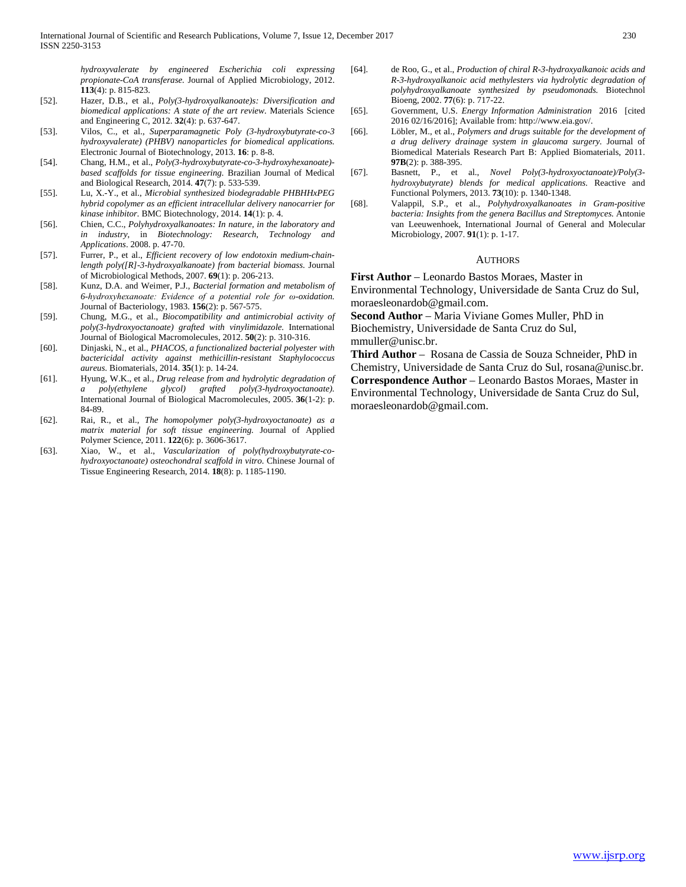*hydroxyvalerate by engineered Escherichia coli expressing propionate-CoA transferase.* Journal of Applied Microbiology, 2012. **113**(4): p. 815-823.

[52]. Hazer, D.B., et al., *Poly(3-hydroxyalkanoate)s: Diversification and biomedical applications: A state of the art review.* Materials Science and Engineering C, 2012. **32**(4): p. 637-647.

[53]. Vilos, C., et al., *Superparamagnetic Poly (3-hydroxybutyrate-co-3 hydroxyvalerate) (PHBV) nanoparticles for biomedical applications.* Electronic Journal of Biotechnology, 2013. **16**: p. 8-8.

[54]. Chang, H.M., et al., *Poly(3-hydroxybutyrate-co-3-hydroxyhexanoate)-based scaffolds for tissue engineering.* Brazilian Journal of Medical and Biological Research, 2014. **47**(7): p. 533-539.

[55]. Lu, X.-Y., et al., *Microbial synthesized biodegradable PHBHHxPEG hybrid copolymer as an efficient intracellular delivery nanocarrier for kinase inhibitor.* BMC Biotechnology, 2014. **14**(1): p. 4.

[56]. Chien, C.C., *Polyhydroxyalkanoates: In nature, in the laboratory and in industry,* in *Biotechnology: Research, Technology and Applications*. 2008. p. 47-70.

[57]. Furrer, P., et al., *Efficient recovery of low endotoxin medium-chain-length poly([R]-3-hydroxyalkanoate) from bacterial biomass.* Journal of Microbiological Methods, 2007. **69**(1): p. 206-213.

[58]. Kunz, D.A. and Weimer, P.J., *Bacterial formation and metabolism of 6-hydroxyhexanoate: Evidence of a potential role for ω-oxidation.* Journal of Bacteriology, 1983. **156**(2): p. 567-575.

[59]. Chung, M.G., et al., *Biocompatibility and antimicrobial activity of poly(3-hydroxyoctanoate) grafted with vinylimidazole.* International Journal of Biological Macromolecules, 2012. **50**(2): p. 310-316.

[60]. Dinjaski, N., et al., *PHACOS, a functionalized bacterial polyester with bactericidal activity against methicillin-resistant Staphylococcus aureus.* Biomaterials, 2014. **35**(1): p. 14-24.

[61]. Hyung, W.K., et al., *Drug release from and hydrolytic degradation of a poly(ethylene glycol) grafted poly(3-hydroxyoctanoate).* International Journal of Biological Macromolecules, 2005. **36**(1-2): p. 84-89.

[62]. Rai, R., et al., *The homopolymer poly(3-hydroxyoctanoate) as a matrix material for soft tissue engineering.* Journal of Applied Polymer Science, 2011. **122**(6): p. 3606-3617.

[63]. Xiao, W., et al., *Vascularization of poly(hydroxybutyrate-co-hydroxyoctanoate) osteochondral scaffold in vitro.* Chinese Journal of Tissue Engineering Research, 2014. **18**(8): p. 1185-1190.

[64]. de Roo, G., et al., *Production of chiral R-3-hydroxyalkanoic acids and R-3-hydroxyalkanoic acid methylesters via hydrolytic degradation of polyhydroxyalkanoate synthesized by pseudomonads.* Biotechnol Bioeng, 2002. **77**(6): p. 717-22.

[65]. Government, U.S. *Energy Information Administration* 2016 [cited 2016 02/16/2016]; Available from: http://www.eia.gov/.

[66]. Löbler, M., et al., *Polymers and drugs suitable for the development of a drug delivery drainage system in glaucoma surgery.* Journal of Biomedical Materials Research Part B: Applied Biomaterials, 2011. **97B**(2): p. 388-395.

[67]. Basnett, P., et al., *Novel Poly(3-hydroxyoctanoate)/Poly(3-hydroxybutyrate) blends for medical applications.* Reactive and Functional Polymers, 2013. **73**(10): p. 1340-1348.

[68]. Valappil, S.P., et al., *Polyhydroxyalkanoates in Gram-positive bacteria: Insights from the genera Bacillus and Streptomyces.* Antonie van Leeuwenhoek, International Journal of General and Molecular Microbiology, 2007. **91**(1): p. 1-17.

## Authors

**First Author** – Leonardo Bastos Moraes, Master in Environmental Technology, Universidade de Santa Cruz do Sul, moraesleonardob@gmail.com.

**Second Author** – Maria Viviane Gomes Muller, PhD in Biochemistry, Universidade de Santa Cruz do Sul, mmuller@unisc.br.

**Third Author** – Rosana de Cassia de Souza Schneider, PhD in Chemistry, Universidade de Santa Cruz do Sul, rosana@unisc.br.

**Correspondence Author** – Leonardo Bastos Moraes, Master in Environmental Technology, Universidade de Santa Cruz do Sul, moraesleonardob@gmail.com.